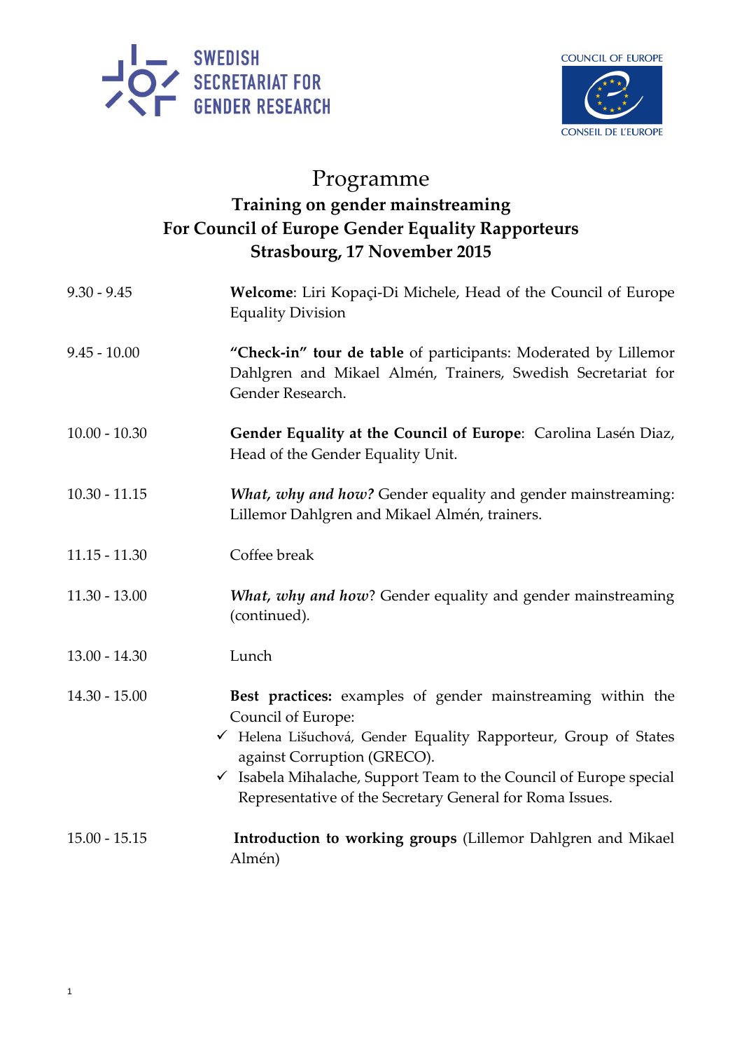SWEDISH SECRETARIAT FOR GENDER RESEARCH

COUNCIL OF EUROPE
CONSEIL DE L'EUROPE

# Programme

## Training on gender mainstreaming
## For Council of Europe Gender Equality Rapporteurs
## Strasbourg, 17 November 2015

| | |
|---|---|
| 9.30 - 9.45 | **Welcome**: Liri Kopaçi-Di Michele, Head of the Council of Europe Equality Division |
| 9.45 - 10.00 | **"Check-in" tour de table** of participants: Moderated by Lillemor Dahlgren and Mikael Almén, Trainers, Swedish Secretariat for Gender Research. |
| 10.00 - 10.30 | **Gender Equality at the Council of Europe**: Carolina Lasén Diaz, Head of the Gender Equality Unit. |
| 10.30 - 11.15 | ***What, why and how?*** Gender equality and gender mainstreaming: Lillemor Dahlgren and Mikael Almén, trainers. |
| 11.15 - 11.30 | Coffee break |
| 11.30 - 13.00 | ***What, why and how***? Gender equality and gender mainstreaming (continued). |
| 13.00 - 14.30 | Lunch |
| 14.30 - 15.00 | **Best practices:** examples of gender mainstreaming within the Council of Europe:<br>✓ Helena Lišuchová, Gender Equality Rapporteur, Group of States against Corruption (GRECO).<br>✓ Isabela Mihalache, Support Team to the Council of Europe special Representative of the Secretary General for Roma Issues. |
| 15.00 - 15.15 | **Introduction to working groups** (Lillemor Dahlgren and Mikael Almén) |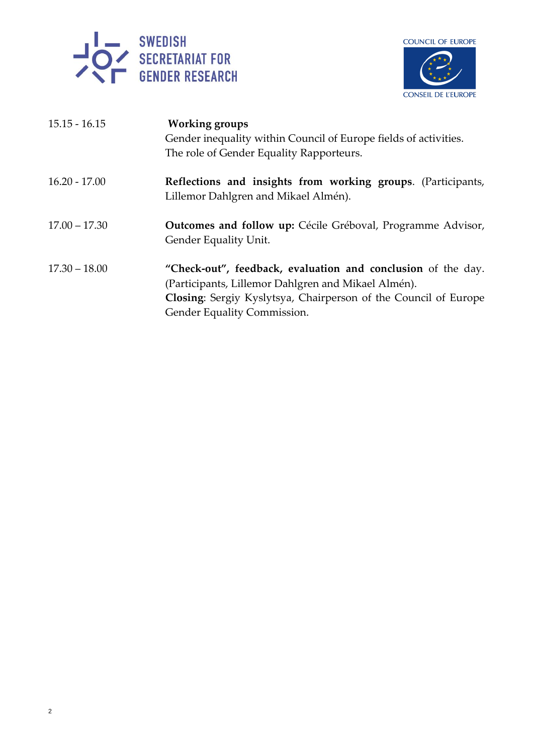| | |
|---|---|
| 15.15 - 16.15 | **Working groups**<br>Gender inequality within Council of Europe fields of activities.<br>The role of Gender Equality Rapporteurs. |
| 16.20 - 17.00 | **Reflections and insights from working groups**. (Participants, Lillemor Dahlgren and Mikael Almén). |
| 17.00 – 17.30 | **Outcomes and follow up:** Cécile Gréboval, Programme Advisor, Gender Equality Unit. |
| 17.30 – 18.00 | **"Check-out", feedback, evaluation and conclusion** of the day. (Participants, Lillemor Dahlgren and Mikael Almén).<br>**Closing**: Sergiy Kyslytsya, Chairperson of the Council of Europe Gender Equality Commission. |